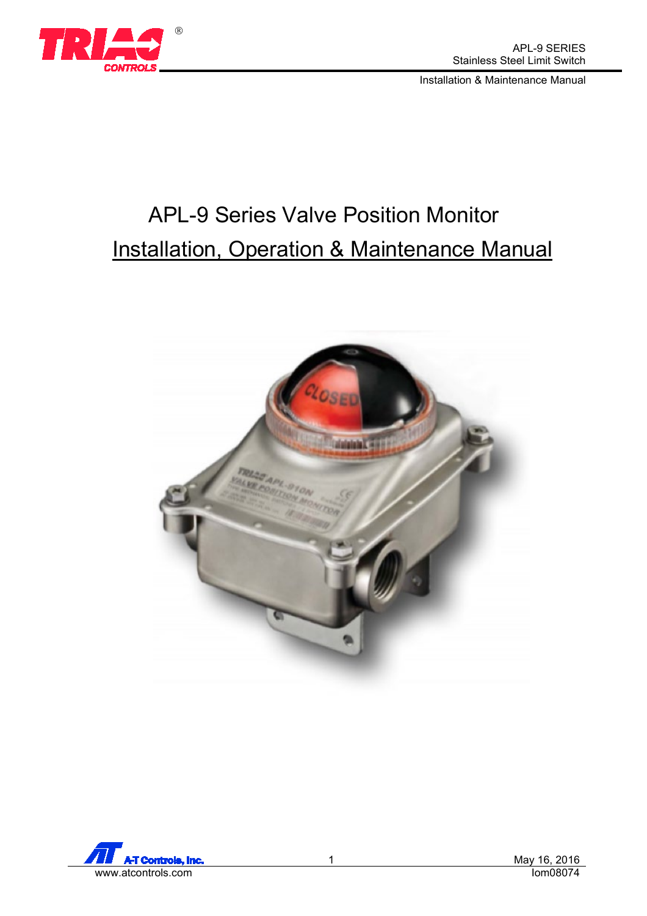# APL-9 Series Valve Position Monitor

## Installation, Operation & Maintenance Manual

May 16, 2016

Iom08074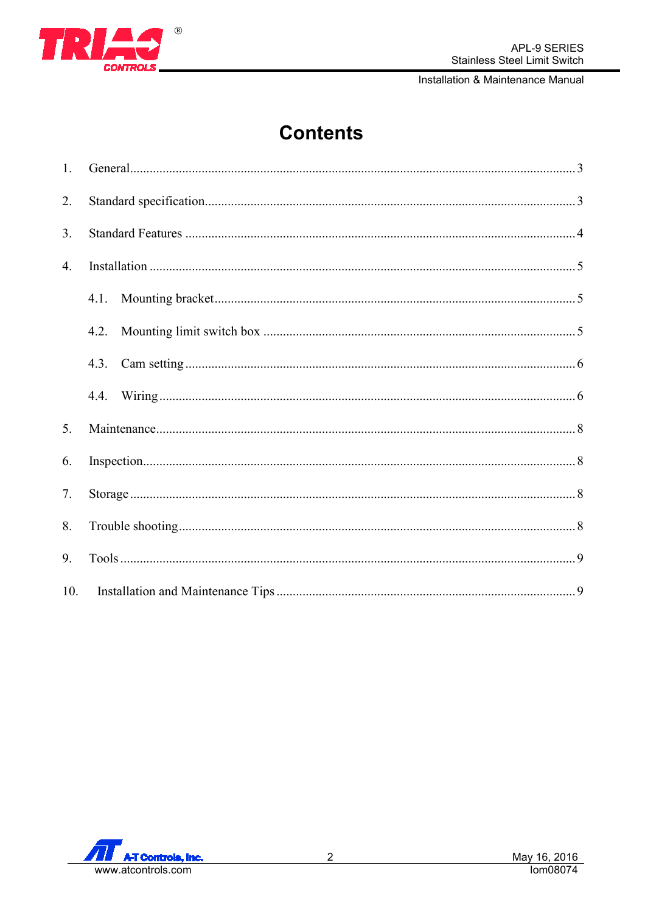# Contents

1. General ........................................................................................................ 3
2. Standard specification ................................................................................. 3
3. Standard Features ........................................................................................ 4
4. Installation .................................................................................................. 5
   - 4.1. Mounting bracket ................................................................................ 5
   - 4.2. Mounting limit switch box .................................................................. 5
   - 4.3. Cam setting ......................................................................................... 6
   - 4.4. Wiring ................................................................................................. 6
5. Maintenance ................................................................................................ 8
6. Inspection .................................................................................................... 8
7. Storage ........................................................................................................ 8
8. Trouble shooting ......................................................................................... 8
9. Tools ........................................................................................................... 9
10. Installation and Maintenance Tips ............................................................ 9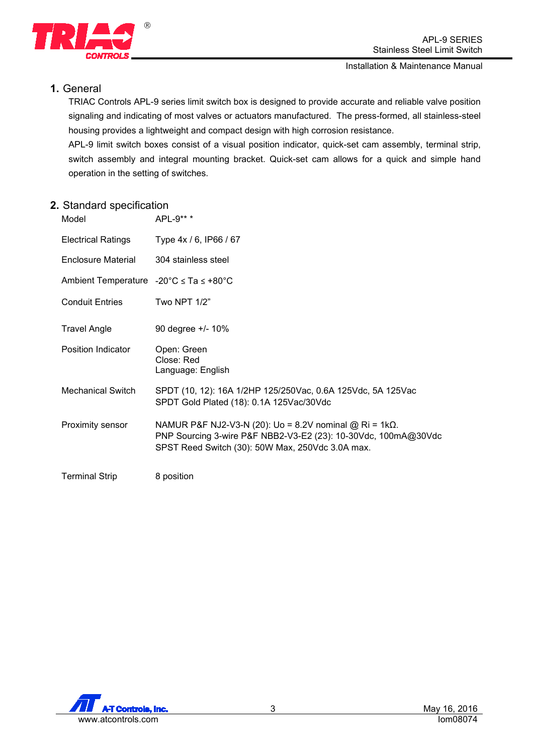## 1. General

TRIAC Controls APL-9 series limit switch box is designed to provide accurate and reliable valve position signaling and indicating of most valves or actuators manufactured. The press-formed, all stainless-steel housing provides a lightweight and compact design with high corrosion resistance.

APL-9 limit switch boxes consist of a visual position indicator, quick-set cam assembly, terminal strip, switch assembly and integral mounting bracket. Quick-set cam allows for a quick and simple hand operation in the setting of switches.

## 2. Standard specification

| | |
|---|---|
| Model | APL-9** * |
| Electrical Ratings | Type 4x / 6, IP66 / 67 |
| Enclosure Material | 304 stainless steel |
| Ambient Temperature | -20°C ≤ Ta ≤ +80°C |
| Conduit Entries | Two NPT 1/2" |
| Travel Angle | 90 degree +/- 10% |
| Position Indicator | Open: Green<br>Close: Red<br>Language: English |
| Mechanical Switch | SPDT (10, 12): 16A 1/2HP 125/250Vac, 0.6A 125Vdc, 5A 125Vac<br>SPDT Gold Plated (18): 0.1A 125Vac/30Vdc |
| Proximity sensor | NAMUR P&F NJ2-V3-N (20): Uo = 8.2V nominal @ Ri = 1kΩ.<br>PNP Sourcing 3-wire P&F NBB2-V3-E2 (23): 10-30Vdc, 100mA@30Vdc<br>SPST Reed Switch (30): 50W Max, 250Vdc 3.0A max. |
| Terminal Strip | 8 position |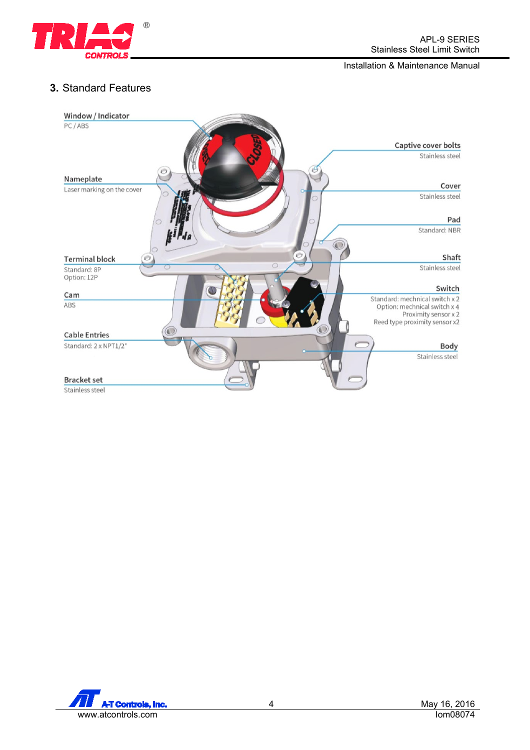## 3. Standard Features

**Window / Indicator**
PC / ABS

**Nameplate**
Laser marking on the cover

**Terminal block**
Standard: 8P
Option: 12P

**Cam**
ABS

**Cable Entries**
Standard: 2 x NPT1/2"

**Bracket set**
Stainless steel

**Captive cover bolts**
Stainless steel

**Cover**
Stainless steel

**Pad**
Standard: NBR

**Shaft**
Stainless steel

**Switch**
Standard: mechnical switch x 2
Option: mechnical switch x 4
Proximity sensor x 2
Reed type proximity sensor x2

**Body**
Stainless steel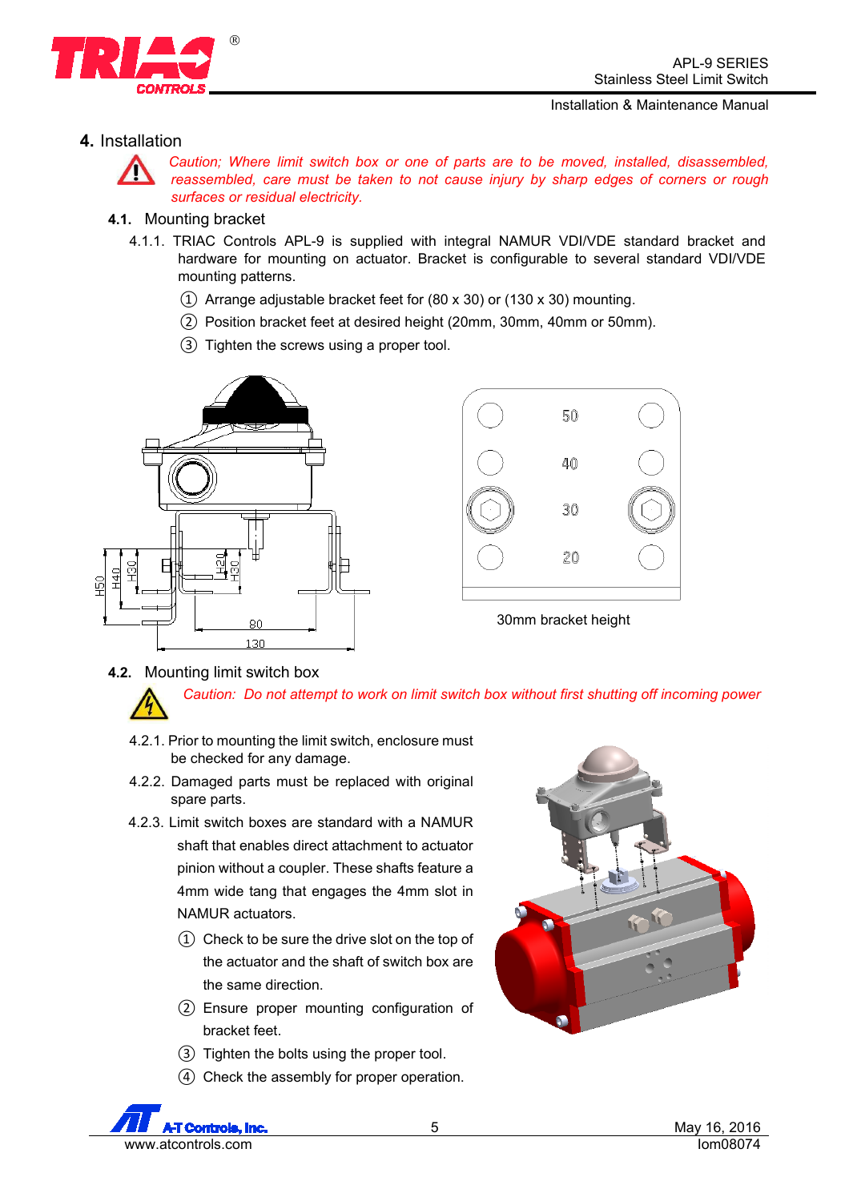## 4. Installation

*Caution; Where limit switch box or one of parts are to be moved, installed, disassembled, reassembled, care must be taken to not cause injury by sharp edges of corners or rough surfaces or residual electricity.*

### 4.1. Mounting bracket

4.1.1. TRIAC Controls APL-9 is supplied with integral NAMUR VDI/VDE standard bracket and hardware for mounting on actuator. Bracket is configurable to several standard VDI/VDE mounting patterns.

① Arrange adjustable bracket feet for (80 x 30) or (130 x 30) mounting.

② Position bracket feet at desired height (20mm, 30mm, 40mm or 50mm).

③ Tighten the screws using a proper tool.

30mm bracket height

### 4.2. Mounting limit switch box

*Caution: Do not attempt to work on limit switch box without first shutting off incoming power*

4.2.1. Prior to mounting the limit switch, enclosure must be checked for any damage.

4.2.2. Damaged parts must be replaced with original spare parts.

4.2.3. Limit switch boxes are standard with a NAMUR shaft that enables direct attachment to actuator pinion without a coupler. These shafts feature a 4mm wide tang that engages the 4mm slot in NAMUR actuators.

① Check to be sure the drive slot on the top of the actuator and the shaft of switch box are the same direction.

② Ensure proper mounting configuration of bracket feet.

③ Tighten the bolts using the proper tool.

④ Check the assembly for proper operation.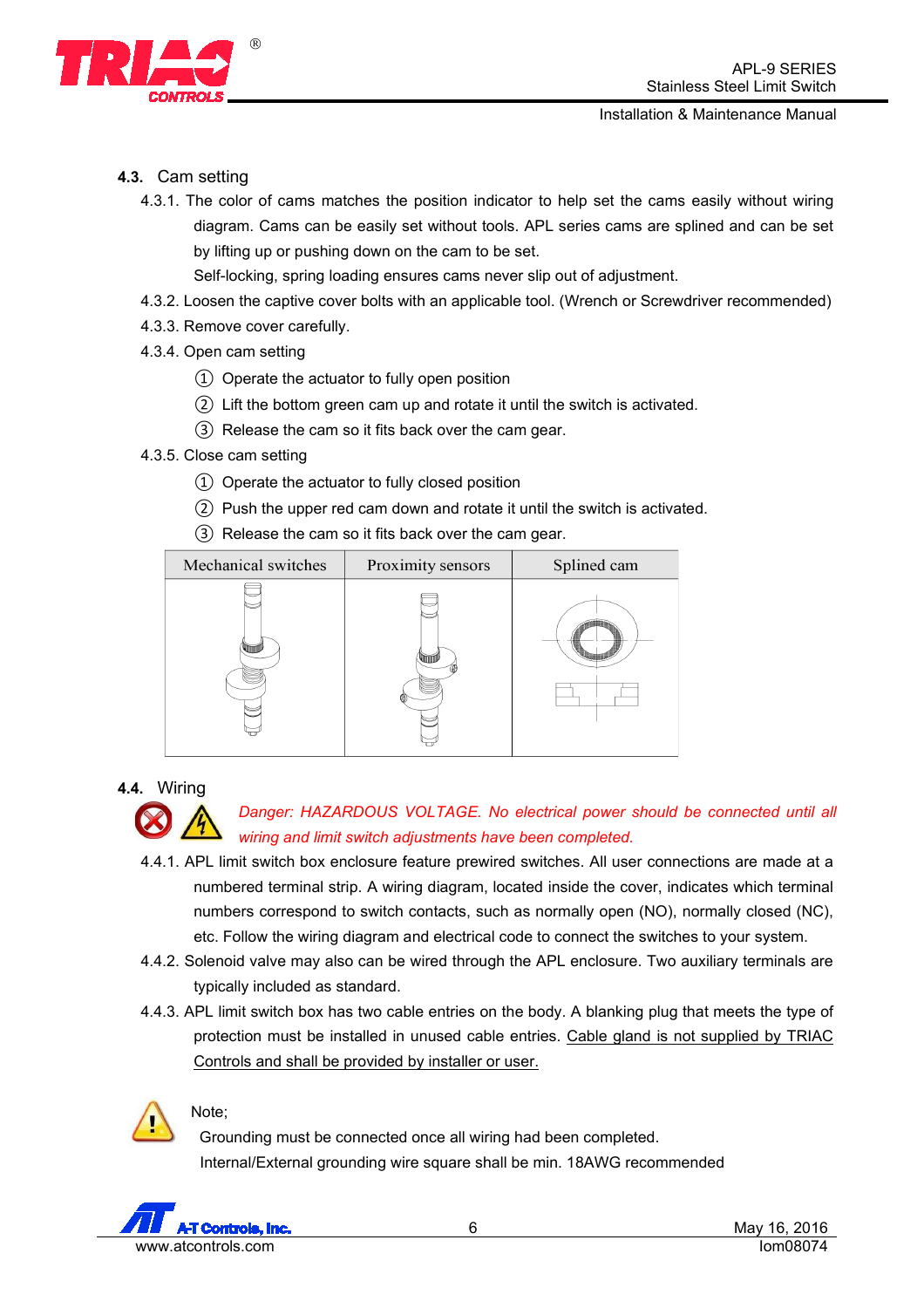### 4.3. Cam setting

4.3.1. The color of cams matches the position indicator to help set the cams easily without wiring diagram. Cams can be easily set without tools. APL series cams are splined and can be set by lifting up or pushing down on the cam to be set.
Self-locking, spring loading ensures cams never slip out of adjustment.

4.3.2. Loosen the captive cover bolts with an applicable tool. (Wrench or Screwdriver recommended)

4.3.3. Remove cover carefully.

4.3.4. Open cam setting

① Operate the actuator to fully open position
② Lift the bottom green cam up and rotate it until the switch is activated.
③ Release the cam so it fits back over the cam gear.

4.3.5. Close cam setting

① Operate the actuator to fully closed position
② Push the upper red cam down and rotate it until the switch is activated.
③ Release the cam so it fits back over the cam gear.

| Mechanical switches | Proximity sensors | Splined cam |
|---|---|---|
| | | |

### 4.4. Wiring

*Danger: HAZARDOUS VOLTAGE. No electrical power should be connected until all wiring and limit switch adjustments have been completed.*

4.4.1. APL limit switch box enclosure feature prewired switches. All user connections are made at a numbered terminal strip. A wiring diagram, located inside the cover, indicates which terminal numbers correspond to switch contacts, such as normally open (NO), normally closed (NC), etc. Follow the wiring diagram and electrical code to connect the switches to your system.

4.4.2. Solenoid valve may also can be wired through the APL enclosure. Two auxiliary terminals are typically included as standard.

4.4.3. APL limit switch box has two cable entries on the body. A blanking plug that meets the type of protection must be installed in unused cable entries. Cable gland is not supplied by TRIAC Controls and shall be provided by installer or user.

Note;
Grounding must be connected once all wiring had been completed.
Internal/External grounding wire square shall be min. 18AWG recommended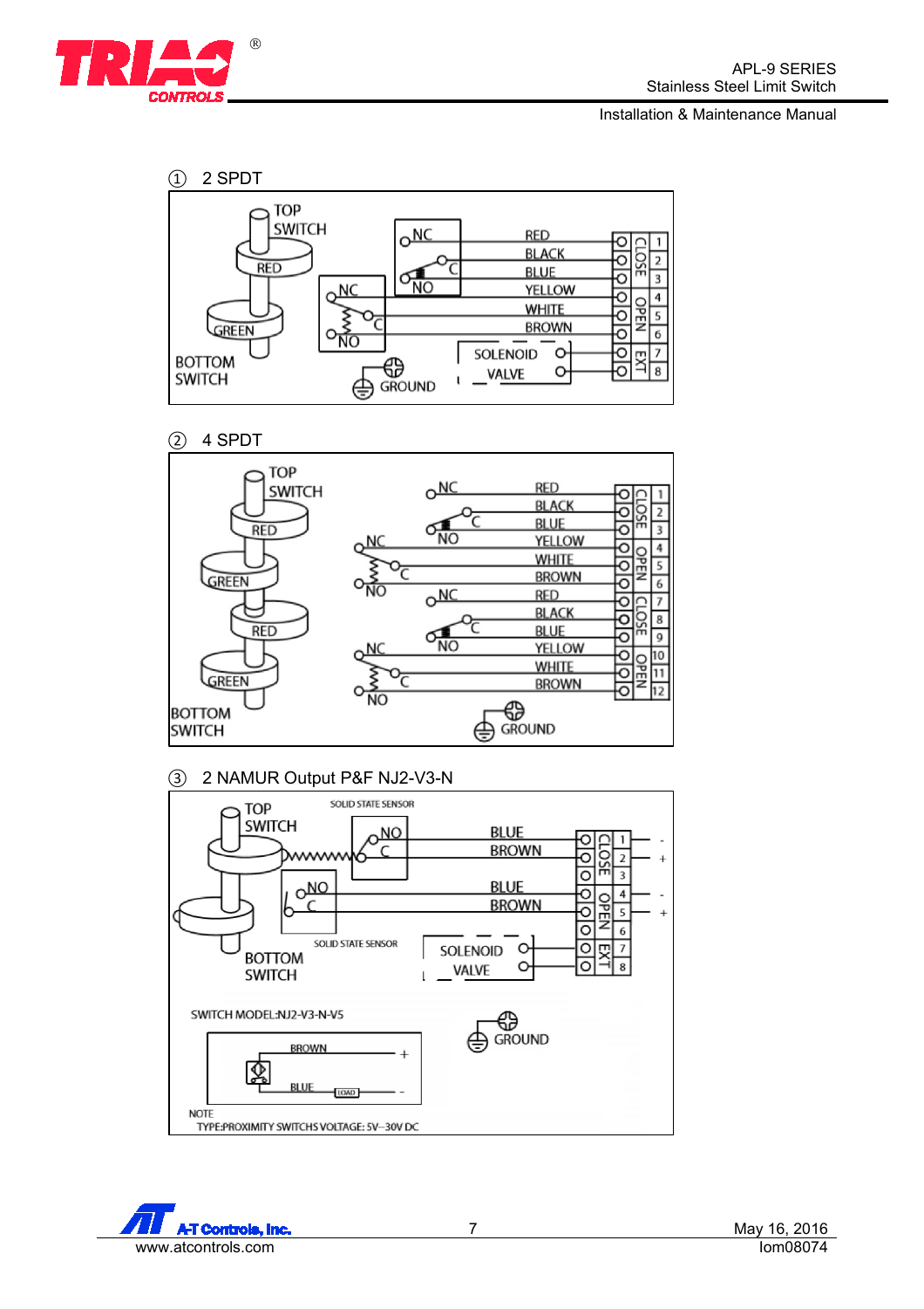① 2 SPDT

TOP SWITCH
RED
GREEN
BOTTOM SWITCH

NC
C
NO
NC
C
NO

RED
BLACK
BLUE
YELLOW
WHITE
BROWN

SOLENOID VALVE
GROUND

CLOSE 1 2 3
OPEN 4 5 6
EXT 7 8

② 4 SPDT

TOP SWITCH
RED
GREEN
RED
GREEN
BOTTOM SWITCH

NC
C
NO
NC
C
NO
NC
C
NO
NC
C
NO

RED
BLACK
BLUE
YELLOW
WHITE
BROWN
RED
BLACK
BLUE
YELLOW
WHITE
BROWN

GROUND

CLOSE 1 2 3
OPEN 4 5 6
CLOSE 7 8 9
OPEN 10 11 12

③ 2 NAMUR Output P&F NJ2-V3-N

TOP SWITCH
SOLID STATE SENSOR
NO
C
NO
C
SOLID STATE SENSOR
BOTTOM SWITCH

BLUE -
BROWN +
BLUE -
BROWN +

SOLENOID VALVE

CLOSE 1 2 3
OPEN 4 5 6
EXT 7 8

GROUND

SWITCH MODEL:NJ2-V3-N-V5

BROWN +
BLUE LOAD -

NOTE
TYPE:PROXIMITY SWITCHS VOLTAGE: 5V~30V DC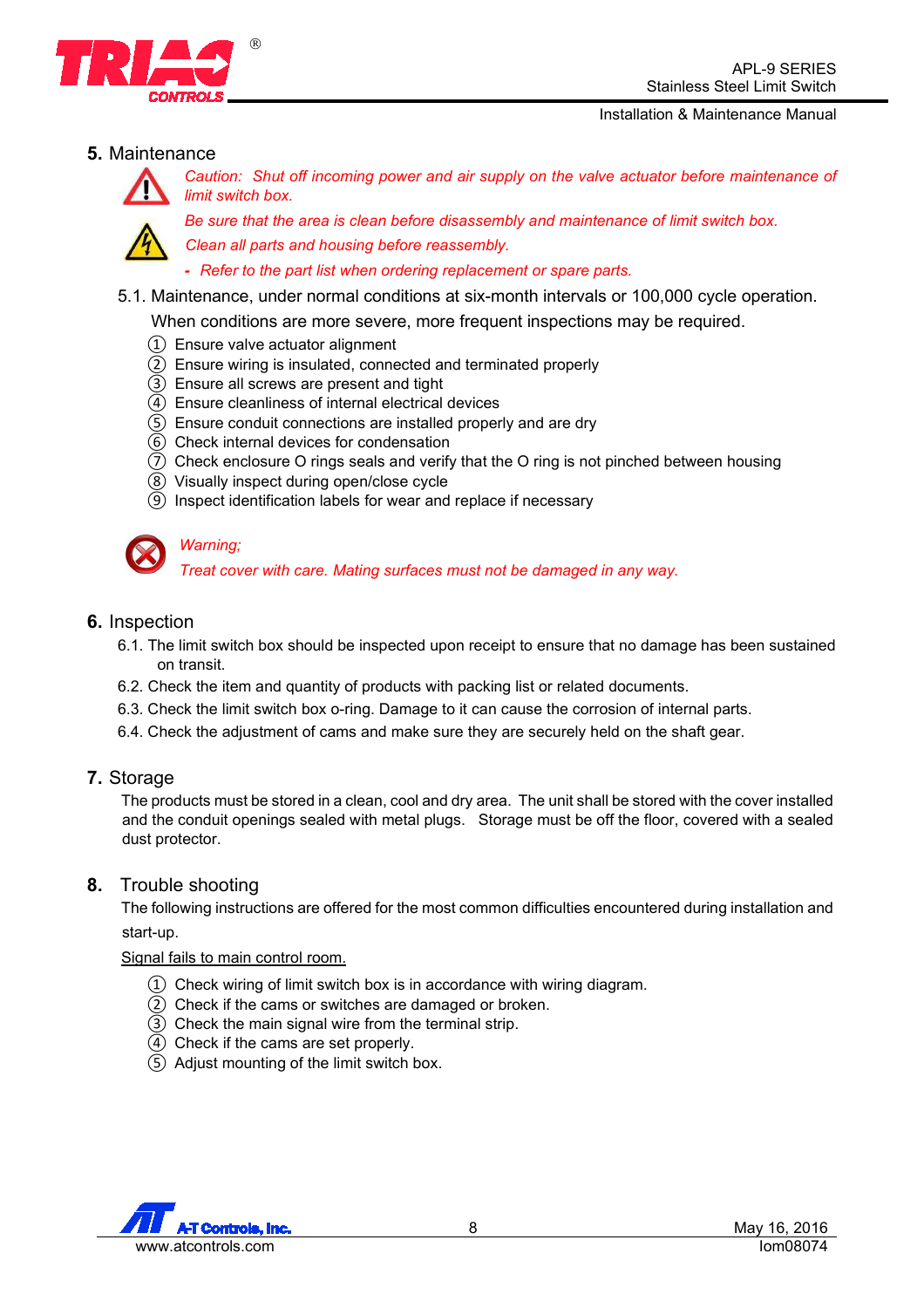## 5. Maintenance

*Caution: Shut off incoming power and air supply on the valve actuator before maintenance of limit switch box.*

*Be sure that the area is clean before disassembly and maintenance of limit switch box.*

*Clean all parts and housing before reassembly.*

*- Refer to the part list when ordering replacement or spare parts.*

5.1. Maintenance, under normal conditions at six-month intervals or 100,000 cycle operation.
When conditions are more severe, more frequent inspections may be required.

① Ensure valve actuator alignment
② Ensure wiring is insulated, connected and terminated properly
③ Ensure all screws are present and tight
④ Ensure cleanliness of internal electrical devices
⑤ Ensure conduit connections are installed properly and are dry
⑥ Check internal devices for condensation
⑦ Check enclosure O rings seals and verify that the O ring is not pinched between housing
⑧ Visually inspect during open/close cycle
⑨ Inspect identification labels for wear and replace if necessary

*Warning;*
*Treat cover with care. Mating surfaces must not be damaged in any way.*

## 6. Inspection

6.1. The limit switch box should be inspected upon receipt to ensure that no damage has been sustained on transit.
6.2. Check the item and quantity of products with packing list or related documents.
6.3. Check the limit switch box o-ring. Damage to it can cause the corrosion of internal parts.
6.4. Check the adjustment of cams and make sure they are securely held on the shaft gear.

## 7. Storage

The products must be stored in a clean, cool and dry area. The unit shall be stored with the cover installed and the conduit openings sealed with metal plugs. Storage must be off the floor, covered with a sealed dust protector.

## 8. Trouble shooting

The following instructions are offered for the most common difficulties encountered during installation and start-up.

Signal fails to main control room.

① Check wiring of limit switch box is in accordance with wiring diagram.
② Check if the cams or switches are damaged or broken.
③ Check the main signal wire from the terminal strip.
④ Check if the cams are set properly.
⑤ Adjust mounting of the limit switch box.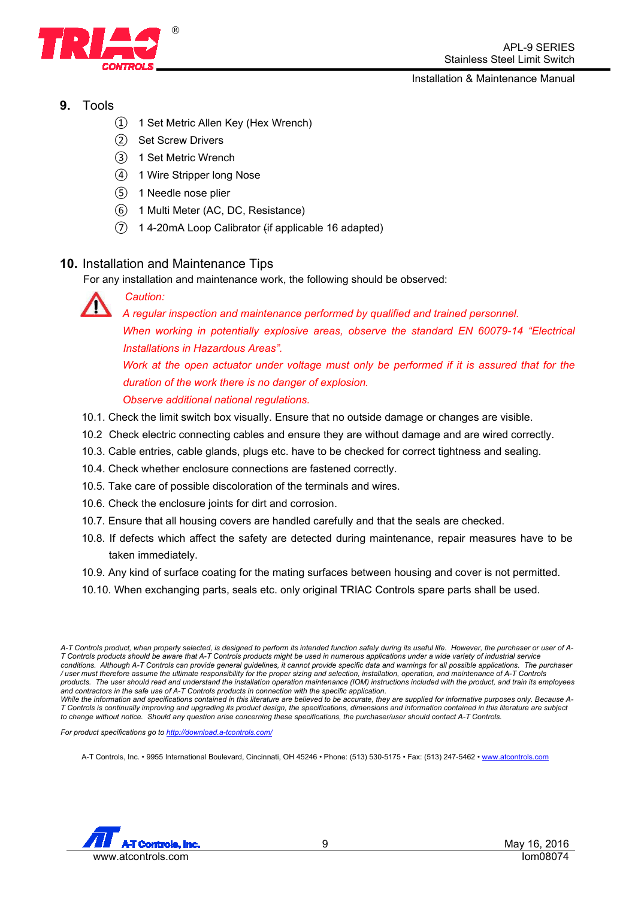## 9. Tools

① 1 Set Metric Allen Key (Hex Wrench)
② Set Screw Drivers
③ 1 Set Metric Wrench
④ 1 Wire Stripper long Nose
⑤ 1 Needle nose plier
⑥ 1 Multi Meter (AC, DC, Resistance)
⑦ 1 4-20mA Loop Calibrator (if applicable 16 adapted)

## 10. Installation and Maintenance Tips

For any installation and maintenance work, the following should be observed:

*Caution:*

*A regular inspection and maintenance performed by qualified and trained personnel.*

*When working in potentially explosive areas, observe the standard EN 60079-14 "Electrical Installations in Hazardous Areas".*

*Work at the open actuator under voltage must only be performed if it is assured that for the duration of the work there is no danger of explosion.*

*Observe additional national regulations.*

10.1. Check the limit switch box visually. Ensure that no outside damage or changes are visible.

10.2 Check electric connecting cables and ensure they are without damage and are wired correctly.

10.3. Cable entries, cable glands, plugs etc. have to be checked for correct tightness and sealing.

10.4. Check whether enclosure connections are fastened correctly.

10.5. Take care of possible discoloration of the terminals and wires.

10.6. Check the enclosure joints for dirt and corrosion.

10.7. Ensure that all housing covers are handled carefully and that the seals are checked.

10.8. If defects which affect the safety are detected during maintenance, repair measures have to be taken immediately.

10.9. Any kind of surface coating for the mating surfaces between housing and cover is not permitted.

10.10. When exchanging parts, seals etc. only original TRIAC Controls spare parts shall be used.

*A-T Controls product, when properly selected, is designed to perform its intended function safely during its useful life. However, the purchaser or user of A-T Controls products should be aware that A-T Controls products might be used in numerous applications under a wide variety of industrial service conditions. Although A-T Controls can provide general guidelines, it cannot provide specific data and warnings for all possible applications. The purchaser / user must therefore assume the ultimate responsibility for the proper sizing and selection, installation, operation, and maintenance of A-T Controls products. The user should read and understand the installation operation maintenance (IOM) instructions included with the product, and train its employees and contractors in the safe use of A-T Controls products in connection with the specific application.*
*While the information and specifications contained in this literature are believed to be accurate, they are supplied for informative purposes only. Because A-T Controls is continually improving and upgrading its product design, the specifications, dimensions and information contained in this literature are subject to change without notice. Should any question arise concerning these specifications, the purchaser/user should contact A-T Controls.*

*For product specifications go to http://download.a-tcontrols.com/*

A-T Controls, Inc. • 9955 International Boulevard, Cincinnati, OH 45246 • Phone: (513) 530-5175 • Fax: (513) 247-5462 • www.atcontrols.com